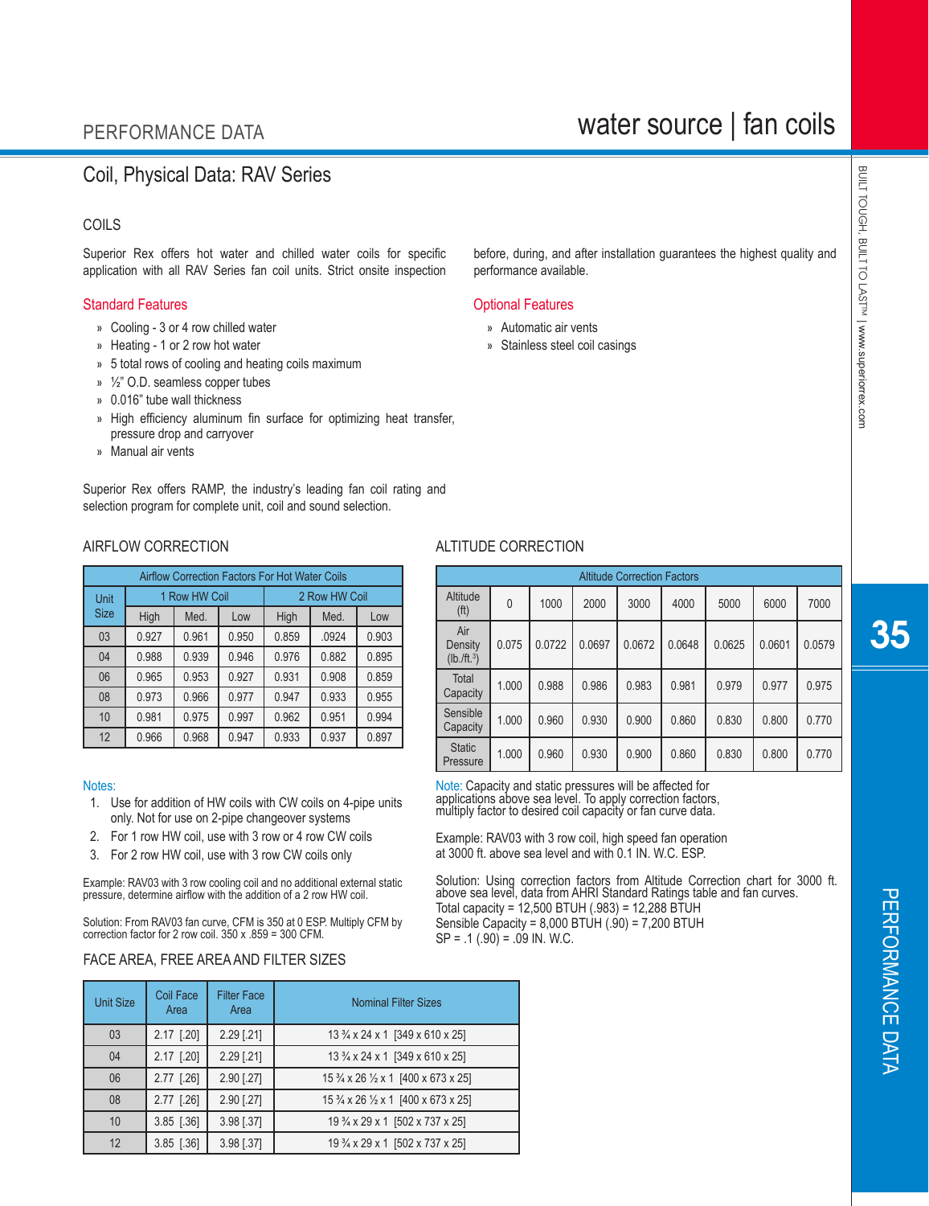## Coil, Physical Data: RAV Series

### COILS

Superior Rex offers hot water and chilled water coils for specific application with all RAV Series fan coil units. Strict onsite inspection before, during, and after installation guarantees the highest quality and performance available.

#### Standard Features

- Cooling - 3 or 4 row chilled water
- Heating - 1 or 2 row hot water
- 5 total rows of cooling and heating coils maximum
- ½" O.D. seamless copper tubes
- 0.016" tube wall thickness
- High efficiency aluminum fin surface for optimizing heat transfer, pressure drop and carryover
- Manual air vents

#### Optional Features

- Automatic air vents
- Stainless steel coil casings

Superior Rex offers RAMP, the industry's leading fan coil rating and selection program for complete unit, coil and sound selection.

### AIRFLOW CORRECTION

| Airflow Correction Factors For Hot Water Coils | | | | | | |
|---|---|---|---|---|---|---|
| Unit Size | 1 Row HW Coil | | | 2 Row HW Coil | | |
| | High | Med. | Low | High | Med. | Low |
| 03 | 0.927 | 0.961 | 0.950 | 0.859 | .0924 | 0.903 |
| 04 | 0.988 | 0.939 | 0.946 | 0.976 | 0.882 | 0.895 |
| 06 | 0.965 | 0.953 | 0.927 | 0.931 | 0.908 | 0.859 |
| 08 | 0.973 | 0.966 | 0.977 | 0.947 | 0.933 | 0.955 |
| 10 | 0.981 | 0.975 | 0.997 | 0.962 | 0.951 | 0.994 |
| 12 | 0.966 | 0.968 | 0.947 | 0.933 | 0.937 | 0.897 |

Notes:

1. Use for addition of HW coils with CW coils on 4-pipe units only. Not for use on 2-pipe changeover systems
2. For 1 row HW coil, use with 3 row or 4 row CW coils
3. For 2 row HW coil, use with 3 row CW coils only

Example: RAV03 with 3 row cooling coil and no additional external static pressure, determine airflow with the addition of a 2 row HW coil.

Solution: From RAV03 fan curve, CFM is 350 at 0 ESP. Multiply CFM by correction factor for 2 row coil. 350 x .859 = 300 CFM.

### ALTITUDE CORRECTION

| Altitude Correction Factors | | | | | | | | |
|---|---|---|---|---|---|---|---|---|
| Altitude (ft) | 0 | 1000 | 2000 | 3000 | 4000 | 5000 | 6000 | 7000 |
| Air Density (lb./ft.$^3$) | 0.075 | 0.0722 | 0.0697 | 0.0672 | 0.0648 | 0.0625 | 0.0601 | 0.0579 |
| Total Capacity | 1.000 | 0.988 | 0.986 | 0.983 | 0.981 | 0.979 | 0.977 | 0.975 |
| Sensible Capacity | 1.000 | 0.960 | 0.930 | 0.900 | 0.860 | 0.830 | 0.800 | 0.770 |
| Static Pressure | 1.000 | 0.960 | 0.930 | 0.900 | 0.860 | 0.830 | 0.800 | 0.770 |

Note: Capacity and static pressures will be affected for applications above sea level. To apply correction factors, multiply factor to desired coil capacity or fan curve data.

Example: RAV03 with 3 row coil, high speed fan operation at 3000 ft. above sea level and with 0.1 IN. W.C. ESP.

Solution: Using correction factors from Altitude Correction chart for 3000 ft. above sea level, data from AHRI Standard Ratings table and fan curves.
Total capacity = 12,500 BTUH (.983) = 12,288 BTUH
Sensible Capacity = 8,000 BTUH (.90) = 7,200 BTUH
SP = .1 (.90) = .09 IN. W.C.

### FACE AREA, FREE AREA AND FILTER SIZES

| Unit Size | Coil Face Area | Filter Face Area | Nominal Filter Sizes |
|---|---|---|---|
| 03 | 2.17 [.20] | 2.29 [.21] | 13 ¾ x 24 x 1 [349 x 610 x 25] |
| 04 | 2.17 [.20] | 2.29 [.21] | 13 ¾ x 24 x 1 [349 x 610 x 25] |
| 06 | 2.77 [.26] | 2.90 [.27] | 15 ¾ x 26 ½ x 1 [400 x 673 x 25] |
| 08 | 2.77 [.26] | 2.90 [.27] | 15 ¾ x 26 ½ x 1 [400 x 673 x 25] |
| 10 | 3.85 [.36] | 3.98 [.37] | 19 ¾ x 29 x 1 [502 x 737 x 25] |
| 12 | 3.85 [.36] | 3.98 [.37] | 19 ¾ x 29 x 1 [502 x 737 x 25] |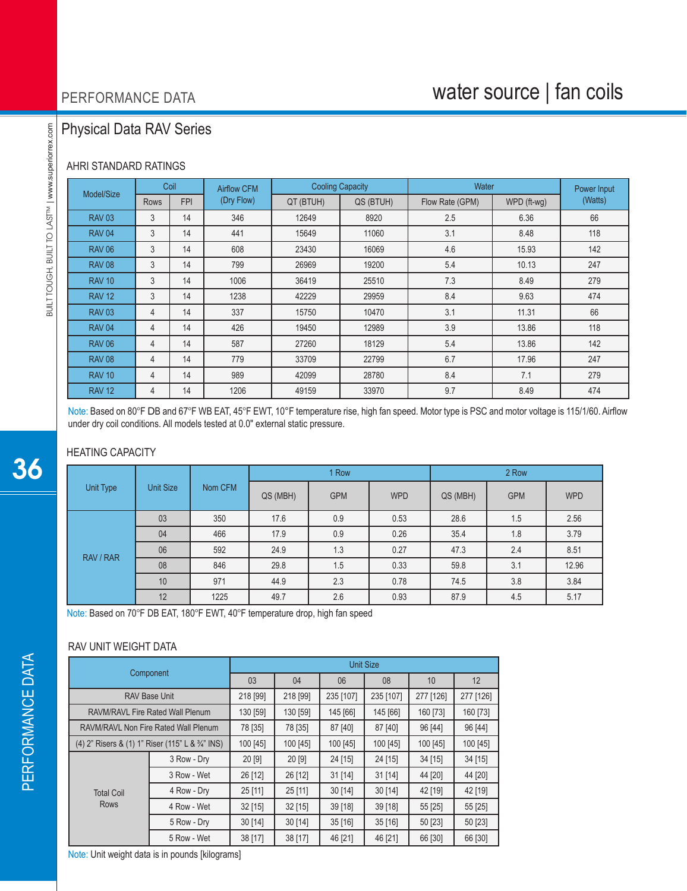# Physical Data RAV Series

## AHRI STANDARD RATINGS

| Model/Size | Coil | | Airflow CFM (Dry Flow) | Cooling Capacity | | Water | | Power Input (Watts) |
|---|---|---|---|---|---|---|---|---|
| | Rows | FPI | | QT (BTUH) | QS (BTUH) | Flow Rate (GPM) | WPD (ft-wg) | |
| RAV 03 | 3 | 14 | 346 | 12649 | 8920 | 2.5 | 6.36 | 66 |
| RAV 04 | 3 | 14 | 441 | 15649 | 11060 | 3.1 | 8.48 | 118 |
| RAV 06 | 3 | 14 | 608 | 23430 | 16069 | 4.6 | 15.93 | 142 |
| RAV 08 | 3 | 14 | 799 | 26969 | 19200 | 5.4 | 10.13 | 247 |
| RAV 10 | 3 | 14 | 1006 | 36419 | 25510 | 7.3 | 8.49 | 279 |
| RAV 12 | 3 | 14 | 1238 | 42229 | 29959 | 8.4 | 9.63 | 474 |
| RAV 03 | 4 | 14 | 337 | 15750 | 10470 | 3.1 | 11.31 | 66 |
| RAV 04 | 4 | 14 | 426 | 19450 | 12989 | 3.9 | 13.86 | 118 |
| RAV 06 | 4 | 14 | 587 | 27260 | 18129 | 5.4 | 13.86 | 142 |
| RAV 08 | 4 | 14 | 779 | 33709 | 22799 | 6.7 | 17.96 | 247 |
| RAV 10 | 4 | 14 | 989 | 42099 | 28780 | 8.4 | 7.1 | 279 |
| RAV 12 | 4 | 14 | 1206 | 49159 | 33970 | 9.7 | 8.49 | 474 |

Note: Based on 80°F DB and 67°F WB EAT, 45°F EWT, 10°F temperature rise, high fan speed. Motor type is PSC and motor voltage is 115/1/60. Airflow under dry coil conditions. All models tested at 0.0" external static pressure.

## HEATING CAPACITY

| Unit Type | Unit Size | Nom CFM | 1 Row | | | 2 Row | | |
|---|---|---|---|---|---|---|---|---|
| | | | QS (MBH) | GPM | WPD | QS (MBH) | GPM | WPD |
| RAV / RAR | 03 | 350 | 17.6 | 0.9 | 0.53 | 28.6 | 1.5 | 2.56 |
| | 04 | 466 | 17.9 | 0.9 | 0.26 | 35.4 | 1.8 | 3.79 |
| | 06 | 592 | 24.9 | 1.3 | 0.27 | 47.3 | 2.4 | 8.51 |
| | 08 | 846 | 29.8 | 1.5 | 0.33 | 59.8 | 3.1 | 12.96 |
| | 10 | 971 | 44.9 | 2.3 | 0.78 | 74.5 | 3.8 | 3.84 |
| | 12 | 1225 | 49.7 | 2.6 | 0.93 | 87.9 | 4.5 | 5.17 |

Note: Based on 70°F DB EAT, 180°F EWT, 40°F temperature drop, high fan speed

## RAV UNIT WEIGHT DATA

| Component | | Unit Size | | | | | |
|---|---|---|---|---|---|---|---|
| | | 03 | 04 | 06 | 08 | 10 | 12 |
| RAV Base Unit | | 218 [99] | 218 [99] | 235 [107] | 235 [107] | 277 [126] | 277 [126] |
| RAVM/RAVL Fire Rated Wall Plenum | | 130 [59] | 130 [59] | 145 [66] | 145 [66] | 160 [73] | 160 [73] |
| RAVM/RAVL Non Fire Rated Wall Plenum | | 78 [35] | 78 [35] | 87 [40] | 87 [40] | 96 [44] | 96 [44] |
| (4) 2" Risers & (1) 1" Riser (115" L & ¾" INS) | | 100 [45] | 100 [45] | 100 [45] | 100 [45] | 100 [45] | 100 [45] |
| Total Coil Rows | 3 Row - Dry | 20 [9] | 20 [9] | 24 [15] | 24 [15] | 34 [15] | 34 [15] |
| | 3 Row - Wet | 26 [12] | 26 [12] | 31 [14] | 31 [14] | 44 [20] | 44 [20] |
| | 4 Row - Dry | 25 [11] | 25 [11] | 30 [14] | 30 [14] | 42 [19] | 42 [19] |
| | 4 Row - Wet | 32 [15] | 32 [15] | 39 [18] | 39 [18] | 55 [25] | 55 [25] |
| | 5 Row - Dry | 30 [14] | 30 [14] | 35 [16] | 35 [16] | 50 [23] | 50 [23] |
| | 5 Row - Wet | 38 [17] | 38 [17] | 46 [21] | 46 [21] | 66 [30] | 66 [30] |

Note: Unit weight data is in pounds [kilograms]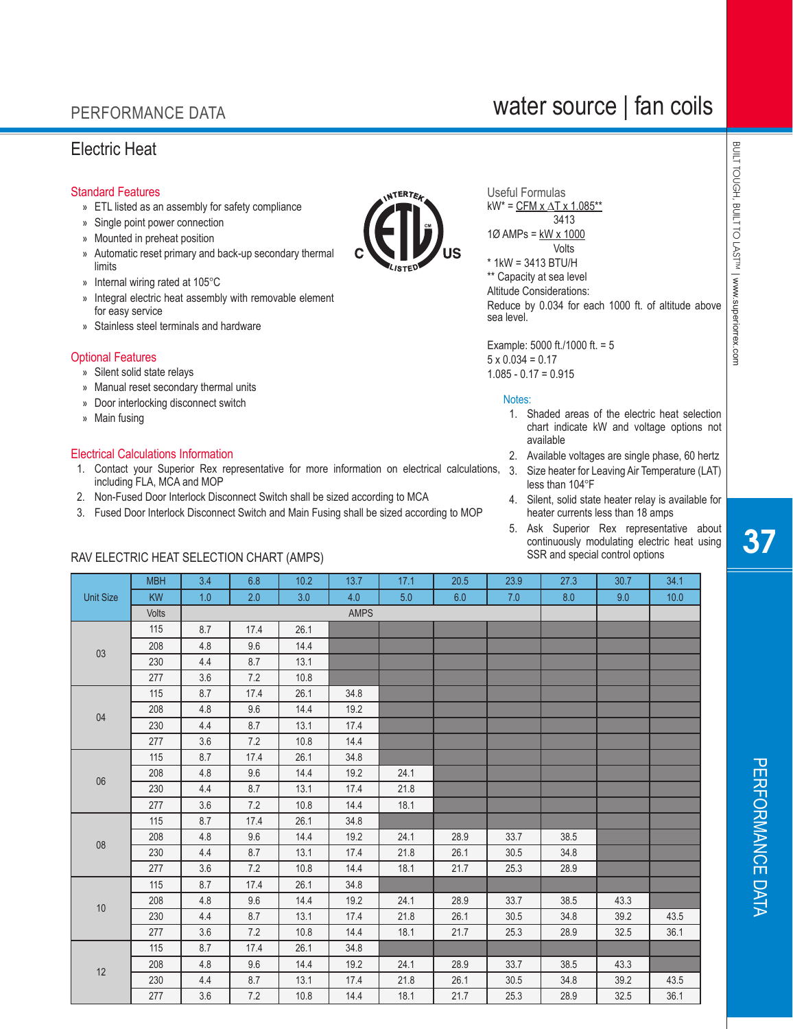## Electric Heat

### Standard Features

- ETL listed as an assembly for safety compliance
- Single point power connection
- Mounted in preheat position
- Automatic reset primary and back-up secondary thermal limits
- Internal wiring rated at 105°C
- Integral electric heat assembly with removable element for easy service
- Stainless steel terminals and hardware

### Optional Features

- Silent solid state relays
- Manual reset secondary thermal units
- Door interlocking disconnect switch
- Main fusing

### Electrical Calculations Information

1. Contact your Superior Rex representative for more information on electrical calculations, including FLA, MCA and MOP
2. Non-Fused Door Interlock Disconnect Switch shall be sized according to MCA
3. Fused Door Interlock Disconnect Switch and Main Fusing shall be sized according to MOP

### Useful Formulas

$$kW^* = \frac{CFM \times \Delta T \times 1.085^{**}}{3413}$$

$$1Ø\ AMPs = \frac{kW \times 1000}{Volts}$$

\* 1kW = 3413 BTU/H

\*\* Capacity at sea level

Altitude Considerations:

Reduce by 0.034 for each 1000 ft. of altitude above sea level.

Example: 5000 ft./1000 ft. = 5

5 x 0.034 = 0.17

1.085 - 0.17 = 0.915

### Notes:

1. Shaded areas of the electric heat selection chart indicate kW and voltage options not available
2. Available voltages are single phase, 60 hertz
3. Size heater for Leaving Air Temperature (LAT) less than 104°F
4. Silent, solid state heater relay is available for heater currents less than 18 amps
5. Ask Superior Rex representative about continuously modulating electric heat using SSR and special control options

### RAV ELECTRIC HEAT SELECTION CHART (AMPS)

| Unit Size | MBH | 3.4 | 6.8 | 10.2 | 13.7 | 17.1 | 20.5 | 23.9 | 27.3 | 30.7 | 34.1 |
|---|---|---|---|---|---|---|---|---|---|---|---|
| | KW | 1.0 | 2.0 | 3.0 | 4.0 | 5.0 | 6.0 | 7.0 | 8.0 | 9.0 | 10.0 |
| | Volts | AMPS | | | | | | | | | |
| 03 | 115 | 8.7 | 17.4 | 26.1 | | | | | | | |
| | 208 | 4.8 | 9.6 | 14.4 | | | | | | | |
| | 230 | 4.4 | 8.7 | 13.1 | | | | | | | |
| | 277 | 3.6 | 7.2 | 10.8 | | | | | | | |
| 04 | 115 | 8.7 | 17.4 | 26.1 | 34.8 | | | | | | |
| | 208 | 4.8 | 9.6 | 14.4 | 19.2 | | | | | | |
| | 230 | 4.4 | 8.7 | 13.1 | 17.4 | | | | | | |
| | 277 | 3.6 | 7.2 | 10.8 | 14.4 | | | | | | |
| 06 | 115 | 8.7 | 17.4 | 26.1 | 34.8 | | | | | | |
| | 208 | 4.8 | 9.6 | 14.4 | 19.2 | 24.1 | | | | | |
| | 230 | 4.4 | 8.7 | 13.1 | 17.4 | 21.8 | | | | | |
| | 277 | 3.6 | 7.2 | 10.8 | 14.4 | 18.1 | | | | | |
| 08 | 115 | 8.7 | 17.4 | 26.1 | 34.8 | | | | | | |
| | 208 | 4.8 | 9.6 | 14.4 | 19.2 | 24.1 | 28.9 | 33.7 | 38.5 | | |
| | 230 | 4.4 | 8.7 | 13.1 | 17.4 | 21.8 | 26.1 | 30.5 | 34.8 | | |
| | 277 | 3.6 | 7.2 | 10.8 | 14.4 | 18.1 | 21.7 | 25.3 | 28.9 | | |
| 10 | 115 | 8.7 | 17.4 | 26.1 | 34.8 | | | | | | |
| | 208 | 4.8 | 9.6 | 14.4 | 19.2 | 24.1 | 28.9 | 33.7 | 38.5 | 43.3 | |
| | 230 | 4.4 | 8.7 | 13.1 | 17.4 | 21.8 | 26.1 | 30.5 | 34.8 | 39.2 | 43.5 |
| | 277 | 3.6 | 7.2 | 10.8 | 14.4 | 18.1 | 21.7 | 25.3 | 28.9 | 32.5 | 36.1 |
| 12 | 115 | 8.7 | 17.4 | 26.1 | 34.8 | | | | | | |
| | 208 | 4.8 | 9.6 | 14.4 | 19.2 | 24.1 | 28.9 | 33.7 | 38.5 | 43.3 | |
| | 230 | 4.4 | 8.7 | 13.1 | 17.4 | 21.8 | 26.1 | 30.5 | 34.8 | 39.2 | 43.5 |
| | 277 | 3.6 | 7.2 | 10.8 | 14.4 | 18.1 | 21.7 | 25.3 | 28.9 | 32.5 | 36.1 |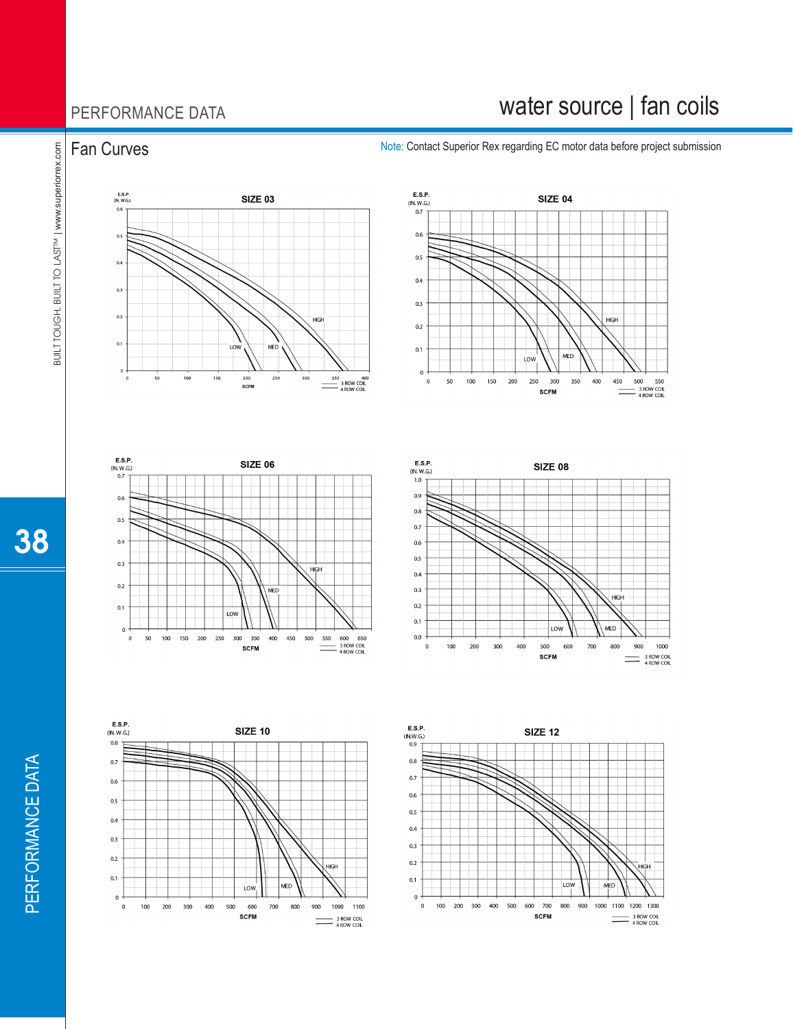# PERFORMANCE DATA

## water source | fan coils

### Fan Curves

Note: Contact Superior Rex regarding EC motor data before project submission

**SIZE 03**

E.S.P. (IN. W.G.)

0.6, 0.5, 0.4, 0.3, 0.2, 0.1, 0

0, 50, 100, 150, 200, 250, 300, 350, 400

SCFM

LOW, MED, HIGH

3 ROW COIL
4 ROW COIL

**SIZE 04**

E.S.P. (IN. W.G.)

0.7, 0.6, 0.5, 0.4, 0.3, 0.2, 0.1, 0

0, 50, 100, 150, 200, 250, 300, 350, 400, 450, 500, 550

SCFM

LOW, MED, HIGH

3 ROW COIL
4 ROW COIL

**SIZE 06**

E.S.P. (IN. W.G.)

0.7, 0.6, 0.5, 0.4, 0.3, 0.2, 0.1, 0

0, 50, 100, 150, 200, 250, 300, 350, 400, 450, 500, 550, 600, 650

SCFM

LOW, MED, HIGH

3 ROW COIL
4 ROW COIL

**SIZE 08**

E.S.P. (IN. W.G.)

1.0, 0.9, 0.8, 0.7, 0.6, 0.5, 0.4, 0.3, 0.2, 0.1, 0.0

0, 100, 200, 300, 400, 500, 600, 700, 800, 900, 1000

SCFM

LOW, MED, HIGH

3 ROW COIL
4 ROW COIL

**SIZE 10**

E.S.P. (IN. W.G.)

0.8, 0.7, 0.6, 0.5, 0.4, 0.3, 0.2, 0.1, 0

0, 100, 200, 300, 400, 500, 600, 700, 800, 900, 1000, 1100

SCFM

LOW, MED, HIGH

3 ROW COIL
4 ROW COIL

**SIZE 12**

E.S.P. (IN. W.G.)

0.9, 0.8, 0.7, 0.6, 0.5, 0.4, 0.3, 0.2, 0.1, 0

0, 100, 200, 300, 400, 500, 600, 700, 800, 900, 1000, 1100, 1200, 1300

SCFM

LOW, MED, HIGH

3 ROW COIL
4 ROW COIL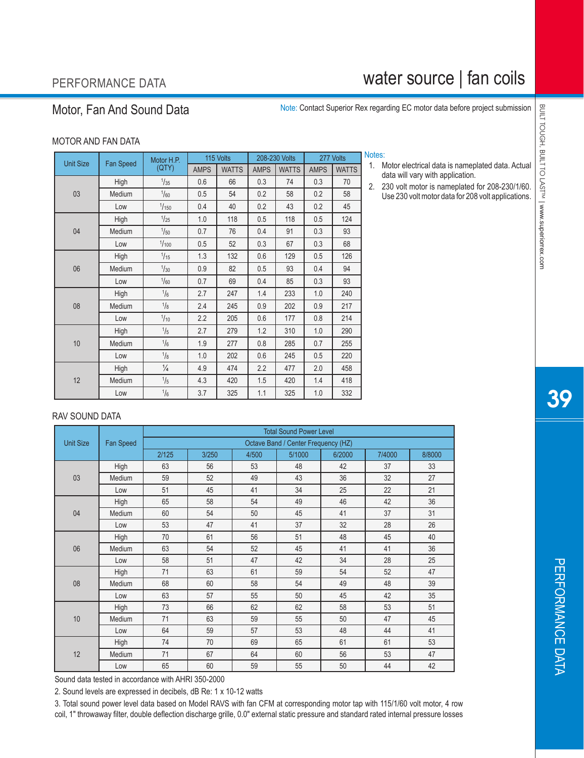# PERFORMANCE DATA

## water source | fan coils

### Motor, Fan And Sound Data

Note: Contact Superior Rex regarding EC motor data before project submission

#### MOTOR AND FAN DATA

| Unit Size | Fan Speed | Motor H.P. (QTY) | 115 Volts | | 208-230 Volts | | 277 Volts | |
|---|---|---|---|---|---|---|---|---|
| | | | AMPS | WATTS | AMPS | WATTS | AMPS | WATTS |
| 03 | High | 1/35 | 0.6 | 66 | 0.3 | 74 | 0.3 | 70 |
| | Medium | 1/60 | 0.5 | 54 | 0.2 | 58 | 0.2 | 58 |
| | Low | 1/150 | 0.4 | 40 | 0.2 | 43 | 0.2 | 45 |
| 04 | High | 1/25 | 1.0 | 118 | 0.5 | 118 | 0.5 | 124 |
| | Medium | 1/50 | 0.7 | 76 | 0.4 | 91 | 0.3 | 93 |
| | Low | 1/100 | 0.5 | 52 | 0.3 | 67 | 0.3 | 68 |
| 06 | High | 1/15 | 1.3 | 132 | 0.6 | 129 | 0.5 | 126 |
| | Medium | 1/30 | 0.9 | 82 | 0.5 | 93 | 0.4 | 94 |
| | Low | 1/60 | 0.7 | 69 | 0.4 | 85 | 0.3 | 93 |
| 08 | High | 1/6 | 2.7 | 247 | 1.4 | 233 | 1.0 | 240 |
| | Medium | 1/8 | 2.4 | 245 | 0.9 | 202 | 0.9 | 217 |
| | Low | 1/10 | 2.2 | 205 | 0.6 | 177 | 0.8 | 214 |
| 10 | High | 1/5 | 2.7 | 279 | 1.2 | 310 | 1.0 | 290 |
| | Medium | 1/6 | 1.9 | 277 | 0.8 | 285 | 0.7 | 255 |
| | Low | 1/8 | 1.0 | 202 | 0.6 | 245 | 0.5 | 220 |
| 12 | High | 1/4 | 4.9 | 474 | 2.2 | 477 | 2.0 | 458 |
| | Medium | 1/5 | 4.3 | 420 | 1.5 | 420 | 1.4 | 418 |
| | Low | 1/6 | 3.7 | 325 | 1.1 | 325 | 1.0 | 332 |

Notes:

1. Motor electrical data is nameplated data. Actual data will vary with application.
2. 230 volt motor is nameplated for 208-230/1/60. Use 230 volt motor data for 208 volt applications.

#### RAV SOUND DATA

| Unit Size | Fan Speed | Total Sound Power Level | | | | | | |
|---|---|---|---|---|---|---|---|---|
| | | Octave Band / Center Frequency (HZ) | | | | | | |
| | | 2/125 | 3/250 | 4/500 | 5/1000 | 6/2000 | 7/4000 | 8/8000 |
| 03 | High | 63 | 56 | 53 | 48 | 42 | 37 | 33 |
| | Medium | 59 | 52 | 49 | 43 | 36 | 32 | 27 |
| | Low | 51 | 45 | 41 | 34 | 25 | 22 | 21 |
| 04 | High | 65 | 58 | 54 | 49 | 46 | 42 | 36 |
| | Medium | 60 | 54 | 50 | 45 | 41 | 37 | 31 |
| | Low | 53 | 47 | 41 | 37 | 32 | 28 | 26 |
| 06 | High | 70 | 61 | 56 | 51 | 48 | 45 | 40 |
| | Medium | 63 | 54 | 52 | 45 | 41 | 41 | 36 |
| | Low | 58 | 51 | 47 | 42 | 34 | 28 | 25 |
| 08 | High | 71 | 63 | 61 | 59 | 54 | 52 | 47 |
| | Medium | 68 | 60 | 58 | 54 | 49 | 48 | 39 |
| | Low | 63 | 57 | 55 | 50 | 45 | 42 | 35 |
| 10 | High | 73 | 66 | 62 | 62 | 58 | 53 | 51 |
| | Medium | 71 | 63 | 59 | 55 | 50 | 47 | 45 |
| | Low | 64 | 59 | 57 | 53 | 48 | 44 | 41 |
| 12 | High | 74 | 70 | 69 | 65 | 61 | 61 | 53 |
| | Medium | 71 | 67 | 64 | 60 | 56 | 53 | 47 |
| | Low | 65 | 60 | 59 | 55 | 50 | 44 | 42 |

Sound data tested in accordance with AHRI 350-2000

2. Sound levels are expressed in decibels, dB Re: 1 x 10-12 watts

3. Total sound power level data based on Model RAVS with fan CFM at corresponding motor tap with 115/1/60 volt motor, 4 row coil, 1" throwaway filter, double deflection discharge grille, 0.0" external static pressure and standard rated internal pressure losses